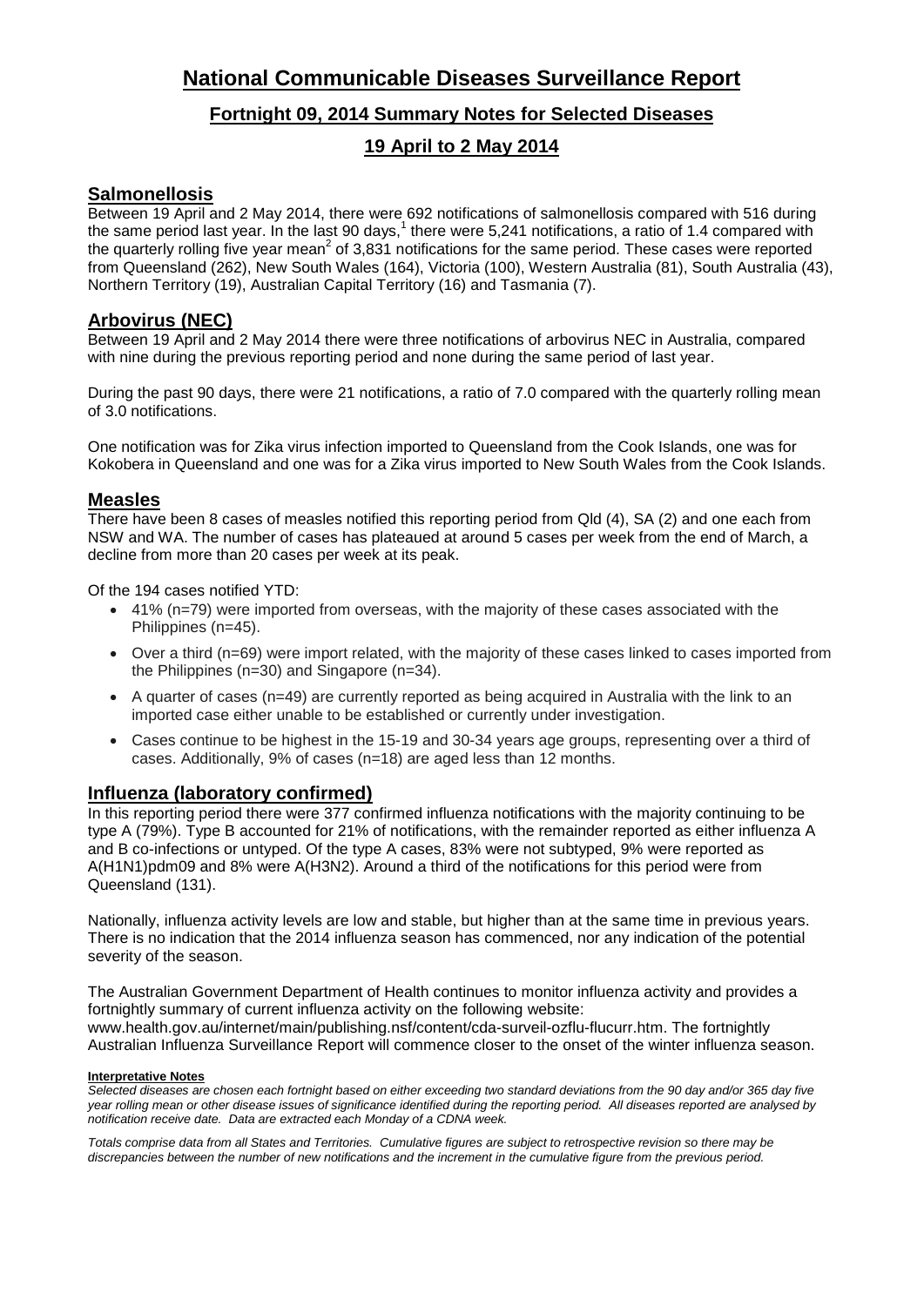# National Communicable Diseases Surveillance Report

## Fortnight 09, 2014 Summary Notes for Selected Diseases

## 19 April to 2 May 2014

### Salmonellosis

Between 19 April and 2 May 2014, there were 692 notifications of salmonellosis compared with 516 during the same period last year. In the last 90 days,[1] there were 5,241 notifications, a ratio of 1.4 compared with the quarterly rolling five year mean[2] of 3,831 notifications for the same period. These cases were reported from Queensland (262), New South Wales (164), Victoria (100), Western Australia (81), South Australia (43), Northern Territory (19), Australian Capital Territory (16) and Tasmania (7).

### Arbovirus (NEC)

Between 19 April and 2 May 2014 there were three notifications of arbovirus NEC in Australia, compared with nine during the previous reporting period and none during the same period of last year.

During the past 90 days, there were 21 notifications, a ratio of 7.0 compared with the quarterly rolling mean of 3.0 notifications.

One notification was for Zika virus infection imported to Queensland from the Cook Islands, one was for Kokobera in Queensland and one was for a Zika virus imported to New South Wales from the Cook Islands.

### Measles

There have been 8 cases of measles notified this reporting period from Qld (4), SA (2) and one each from NSW and WA. The number of cases has plateaued at around 5 cases per week from the end of March, a decline from more than 20 cases per week at its peak.

Of the 194 cases notified YTD:

- 41% (n=79) were imported from overseas, with the majority of these cases associated with the Philippines (n=45).
- Over a third (n=69) were import related, with the majority of these cases linked to cases imported from the Philippines (n=30) and Singapore (n=34).
- A quarter of cases (n=49) are currently reported as being acquired in Australia with the link to an imported case either unable to be established or currently under investigation.
- Cases continue to be highest in the 15-19 and 30-34 years age groups, representing over a third of cases. Additionally, 9% of cases (n=18) are aged less than 12 months.

### Influenza (laboratory confirmed)

In this reporting period there were 377 confirmed influenza notifications with the majority continuing to be type A (79%). Type B accounted for 21% of notifications, with the remainder reported as either influenza A and B co-infections or untyped. Of the type A cases, 83% were not subtyped, 9% were reported as A(H1N1)pdm09 and 8% were A(H3N2). Around a third of the notifications for this period were from Queensland (131).

Nationally, influenza activity levels are low and stable, but higher than at the same time in previous years. There is no indication that the 2014 influenza season has commenced, nor any indication of the potential severity of the season.

The Australian Government Department of Health continues to monitor influenza activity and provides a fortnightly summary of current influenza activity on the following website: www.health.gov.au/internet/main/publishing.nsf/content/cda-surveil-ozflu-flucurr.htm. The fortnightly Australian Influenza Surveillance Report will commence closer to the onset of the winter influenza season.

**Interpretative Notes**

*Selected diseases are chosen each fortnight based on either exceeding two standard deviations from the 90 day and/or 365 day five year rolling mean or other disease issues of significance identified during the reporting period. All diseases reported are analysed by notification receive date. Data are extracted each Monday of a CDNA week.*

*Totals comprise data from all States and Territories. Cumulative figures are subject to retrospective revision so there may be discrepancies between the number of new notifications and the increment in the cumulative figure from the previous period.*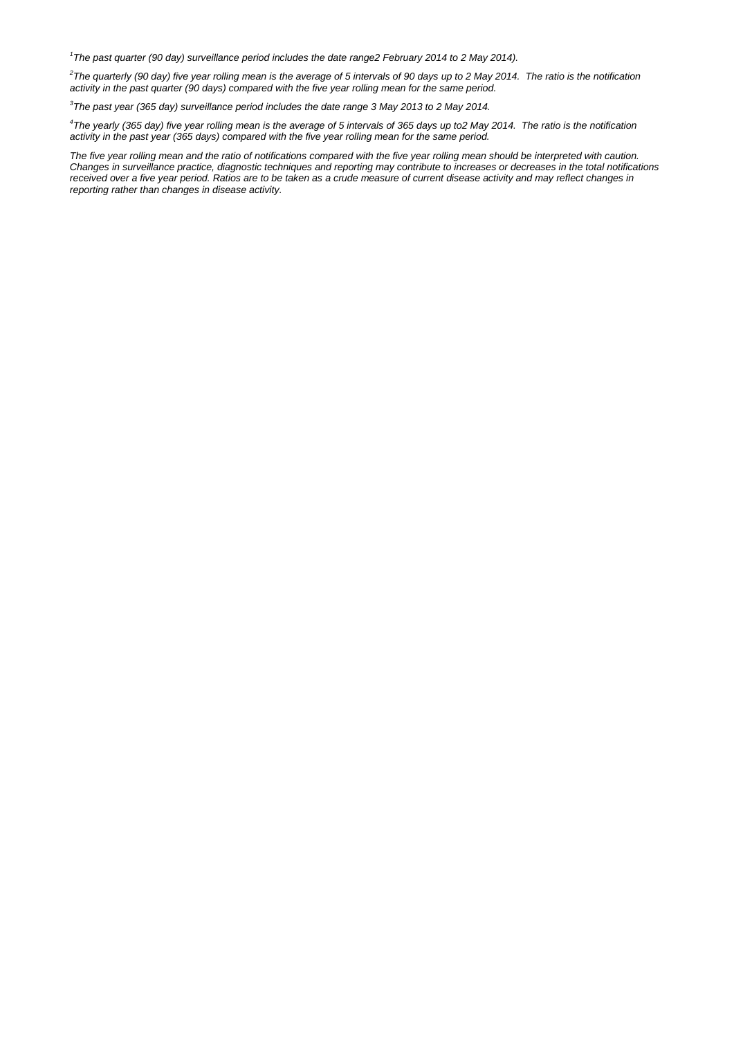*[1]The past quarter (90 day) surveillance period includes the date range2 February 2014 to 2 May 2014).*

*[2]The quarterly (90 day) five year rolling mean is the average of 5 intervals of 90 days up to 2 May 2014. The ratio is the notification activity in the past quarter (90 days) compared with the five year rolling mean for the same period.*

*[3]The past year (365 day) surveillance period includes the date range 3 May 2013 to 2 May 2014.*

*[4]The yearly (365 day) five year rolling mean is the average of 5 intervals of 365 days up to2 May 2014. The ratio is the notification activity in the past year (365 days) compared with the five year rolling mean for the same period.*

*The five year rolling mean and the ratio of notifications compared with the five year rolling mean should be interpreted with caution. Changes in surveillance practice, diagnostic techniques and reporting may contribute to increases or decreases in the total notifications received over a five year period. Ratios are to be taken as a crude measure of current disease activity and may reflect changes in reporting rather than changes in disease activity.*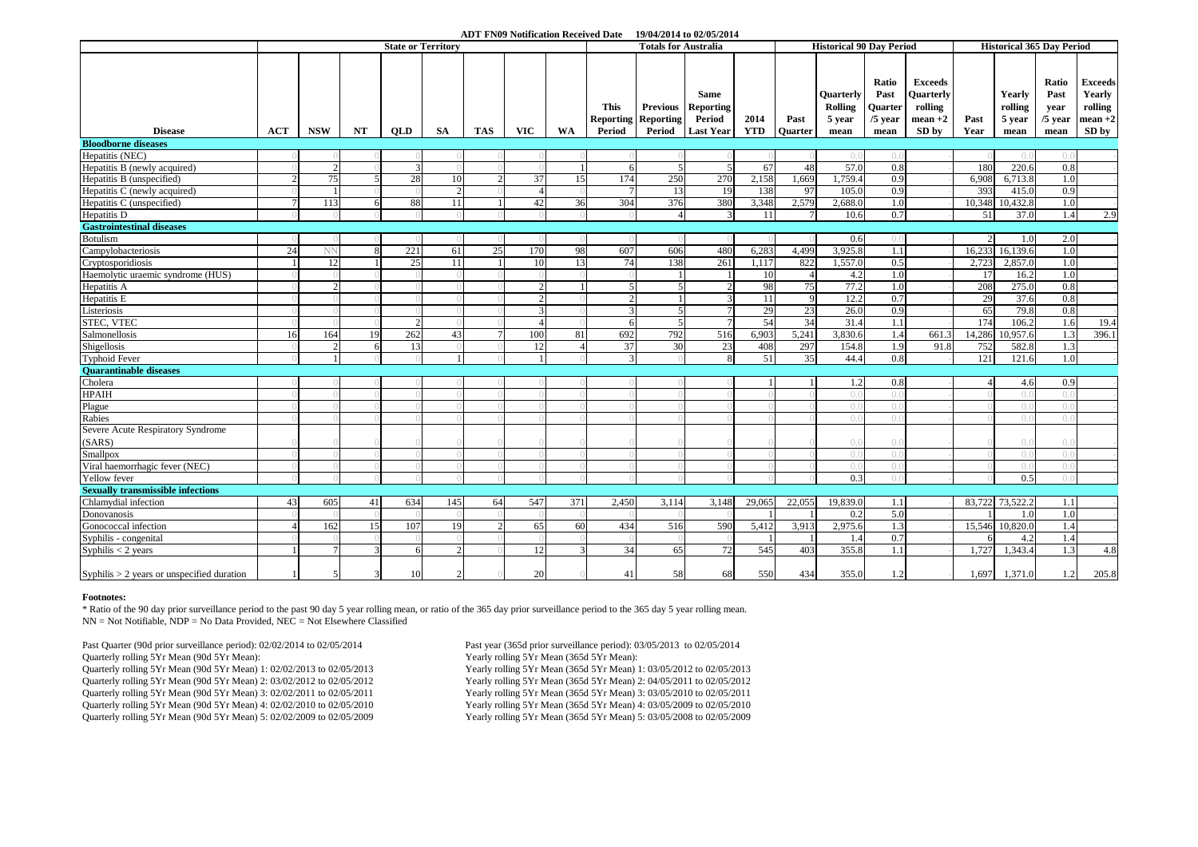**ADT FN09 Notification Received Date 19/04/2014 to 02/05/2014**

| Disease | State or Territory | | | | | | | | Totals for Australia | | | | Historical 90 Day Period | | | | Historical 365 Day Period | | | |
|---|---|---|---|---|---|---|---|---|---|---|---|---|---|---|---|---|---|---|---|---|
| | ACT | NSW | NT | QLD | SA | TAS | VIC | WA | This Reporting Period | Previous Reporting Period | Same Reporting Period Last Year | 2014 YTD | Past Quarter | Quarterly Rolling 5 year mean | Ratio Past Quarter /5 year mean | Exceeds Quarterly rolling mean +2 SD by | Past Year | Yearly rolling 5 year mean | Ratio Past year /5 year mean | Exceeds Yearly rolling mean +2 SD by |
| **Bloodborne diseases** | | | | | | | | | | | | | | | | | | | | |
| Hepatitis (NEC) | 0 | 0 | 0 | 0 | 0 | 0 | 0 | 0 | 0 | 0 | 0 | 0 | 0 | 0.0 | 0.0 | - | 0 | 0.0 | 0.0 | - |
| Hepatitis B (newly acquired) | 0 | 2 | 0 | 3 | 0 | 0 | 0 | 1 | 6 | 5 | 5 | 67 | 48 | 57.0 | 0.8 | - | 180 | 220.6 | 0.8 | - |
| Hepatitis B (unspecified) | 2 | 75 | 5 | 28 | 10 | 2 | 37 | 15 | 174 | 250 | 270 | 2,158 | 1,669 | 1,759.4 | 0.9 | - | 6,908 | 6,713.8 | 1.0 | - |
| Hepatitis C (newly acquired) | 0 | 1 | 0 | 0 | 2 | 0 | 4 | 0 | 7 | 13 | 19 | 138 | 97 | 105.0 | 0.9 | - | 393 | 415.0 | 0.9 | - |
| Hepatitis C (unspecified) | 7 | 113 | 6 | 88 | 11 | 1 | 42 | 36 | 304 | 376 | 380 | 3,348 | 2,579 | 2,688.0 | 1.0 | - | 10,348 | 10,432.8 | 1.0 | - |
| Hepatitis D | 0 | 0 | 0 | 0 | 0 | 0 | 0 | 0 | 0 | 4 | 3 | 11 | 7 | 10.6 | 0.7 | - | 51 | 37.0 | 1.4 | 2.9 |
| **Gastrointestinal diseases** | | | | | | | | | | | | | | | | | | | | |
| Botulism | 0 | 0 | 0 | 0 | 0 | 0 | 0 | 0 | 0 | 0 | 0 | 0 | 0 | 0.6 | 0.0 | - | 2 | 1.0 | 2.0 | - |
| Campylobacteriosis | 24 | NN | 8 | 221 | 61 | 25 | 170 | 98 | 607 | 606 | 480 | 6,283 | 4,499 | 3,925.8 | 1.1 | - | 16,233 | 16,139.6 | 1.0 | - |
| Cryptosporidiosis | 1 | 12 | 1 | 25 | 11 | 1 | 10 | 13 | 74 | 138 | 261 | 1,117 | 822 | 1,557.0 | 0.5 | - | 2,723 | 2,857.0 | 1.0 | - |
| Haemolytic uraemic syndrome (HUS) | 0 | 0 | 0 | 0 | 0 | 0 | 0 | 0 | 0 | 1 | 1 | 10 | 4 | 4.2 | 1.0 | - | 17 | 16.2 | 1.0 | - |
| Hepatitis A | 0 | 2 | 0 | 0 | 0 | 0 | 2 | 1 | 5 | 5 | 2 | 98 | 75 | 77.2 | 1.0 | - | 208 | 275.0 | 0.8 | - |
| Hepatitis E | 0 | 0 | 0 | 0 | 0 | 0 | 2 | 0 | 2 | 1 | 3 | 11 | 9 | 12.2 | 0.7 | - | 29 | 37.6 | 0.8 | - |
| Listeriosis | 0 | 0 | 0 | 0 | 0 | 0 | 3 | 0 | 3 | 5 | 7 | 29 | 23 | 26.0 | 0.9 | - | 65 | 79.8 | 0.8 | - |
| STEC, VTEC | 0 | 0 | 0 | 2 | 0 | 0 | 4 | 0 | 6 | 5 | 7 | 54 | 34 | 31.4 | 1.1 | - | 174 | 106.2 | 1.6 | 19.4 |
| Salmonellosis | 16 | 164 | 19 | 262 | 43 | 7 | 100 | 81 | 692 | 792 | 516 | 6,903 | 5,241 | 3,830.6 | 1.4 | 661.3 | 14,286 | 10,957.6 | 1.3 | 396.1 |
| Shigellosis | 0 | 2 | 6 | 13 | 0 | 0 | 12 | 4 | 37 | 30 | 23 | 408 | 297 | 154.8 | 1.9 | 91.8 | 752 | 582.8 | 1.3 | - |
| Typhoid Fever | 0 | 1 | 0 | 0 | 1 | 0 | 1 | 0 | 3 | 0 | 8 | 51 | 35 | 44.4 | 0.8 | - | 121 | 121.6 | 1.0 | - |
| **Quarantinable diseases** | | | | | | | | | | | | | | | | | | | | |
| Cholera | 0 | 0 | 0 | 0 | 0 | 0 | 0 | 0 | 0 | 0 | 0 | 1 | 1 | 1.2 | 0.8 | - | 4 | 4.6 | 0.9 | - |
| HPAIH | 0 | 0 | 0 | 0 | 0 | 0 | 0 | 0 | 0 | 0 | 0 | 0 | 0 | 0.0 | 0.0 | - | 0 | 0.0 | 0.0 | - |
| Plague | 0 | 0 | 0 | 0 | 0 | 0 | 0 | 0 | 0 | 0 | 0 | 0 | 0 | 0.0 | 0.0 | - | 0 | 0.0 | 0.0 | - |
| Rabies | 0 | 0 | 0 | 0 | 0 | 0 | 0 | 0 | 0 | 0 | 0 | 0 | 0 | 0.0 | 0.0 | - | 0 | 0.0 | 0.0 | - |
| Severe Acute Respiratory Syndrome (SARS) | 0 | 0 | 0 | 0 | 0 | 0 | 0 | 0 | 0 | 0 | 0 | 0 | 0 | 0.0 | 0.0 | - | 0 | 0.0 | 0.0 | - |
| Smallpox | 0 | 0 | 0 | 0 | 0 | 0 | 0 | 0 | 0 | 0 | 0 | 0 | 0 | 0.0 | 0.0 | - | 0 | 0.0 | 0.0 | - |
| Viral haemorrhagic fever (NEC) | 0 | 0 | 0 | 0 | 0 | 0 | 0 | 0 | 0 | 0 | 0 | 0 | 0 | 0.0 | 0.0 | - | 0 | 0.0 | 0.0 | - |
| Yellow fever | 0 | 0 | 0 | 0 | 0 | 0 | 0 | 0 | 0 | 0 | 0 | 0 | 0 | 0.3 | 0.0 | - | 0 | 0.5 | 0.0 | - |
| **Sexually transmissible infections** | | | | | | | | | | | | | | | | | | | | |
| Chlamydial infection | 43 | 605 | 41 | 634 | 145 | 64 | 547 | 371 | 2,450 | 3,114 | 3,148 | 29,065 | 22,055 | 19,839.0 | 1.1 | - | 83,722 | 73,522.2 | 1.1 | - |
| Donovanosis | 0 | 0 | 0 | 0 | 0 | 0 | 0 | 0 | 0 | 0 | 0 | 1 | 1 | 0.2 | 5.0 | - | 1 | 1.0 | 1.0 | - |
| Gonococcal infection | 4 | 162 | 15 | 107 | 19 | 2 | 65 | 60 | 434 | 516 | 590 | 5,412 | 3,913 | 2,975.6 | 1.3 | - | 15,546 | 10,820.0 | 1.4 | - |
| Syphilis - congenital | 0 | 0 | 0 | 0 | 0 | 0 | 0 | 0 | 0 | 0 | 0 | 1 | 1 | 1.4 | 0.7 | - | 6 | 4.2 | 1.4 | - |
| Syphilis < 2 years | 1 | 7 | 3 | 6 | 2 | 0 | 12 | 3 | 34 | 65 | 72 | 545 | 403 | 355.8 | 1.1 | - | 1,727 | 1,343.4 | 1.3 | 4.8 |
| Syphilis > 2 years or unspecified duration | 1 | 5 | 3 | 10 | 2 | 0 | 20 | 0 | 41 | 58 | 68 | 550 | 434 | 355.0 | 1.2 | - | 1,697 | 1,371.0 | 1.2 | 205.8 |

**Footnotes:**

* Ratio of the 90 day prior surveillance period to the past 90 day 5 year rolling mean, or ratio of the 365 day prior surveillance period to the 365 day 5 year rolling mean.
NN = Not Notifiable, NDP = No Data Provided, NEC = Not Elsewhere Classified

Past Quarter (90d prior surveillance period): 02/02/2014 to 02/05/2014
Quarterly rolling 5Yr Mean (90d 5Yr Mean):
Quarterly rolling 5Yr Mean (90d 5Yr Mean) 1: 02/02/2013 to 02/05/2013
Quarterly rolling 5Yr Mean (90d 5Yr Mean) 2: 03/02/2012 to 02/05/2012
Quarterly rolling 5Yr Mean (90d 5Yr Mean) 3: 02/02/2011 to 02/05/2011
Quarterly rolling 5Yr Mean (90d 5Yr Mean) 4: 02/02/2010 to 02/05/2010
Quarterly rolling 5Yr Mean (90d 5Yr Mean) 5: 02/02/2009 to 02/05/2009

Past year (365d prior surveillance period): 03/05/2013 to 02/05/2014
Yearly rolling 5Yr Mean (365d 5Yr Mean):
Yearly rolling 5Yr Mean (365d 5Yr Mean) 1: 03/05/2012 to 02/05/2013
Yearly rolling 5Yr Mean (365d 5Yr Mean) 2: 04/05/2011 to 02/05/2012
Yearly rolling 5Yr Mean (365d 5Yr Mean) 3: 03/05/2010 to 02/05/2011
Yearly rolling 5Yr Mean (365d 5Yr Mean) 4: 03/05/2009 to 02/05/2010
Yearly rolling 5Yr Mean (365d 5Yr Mean) 5: 03/05/2008 to 02/05/2009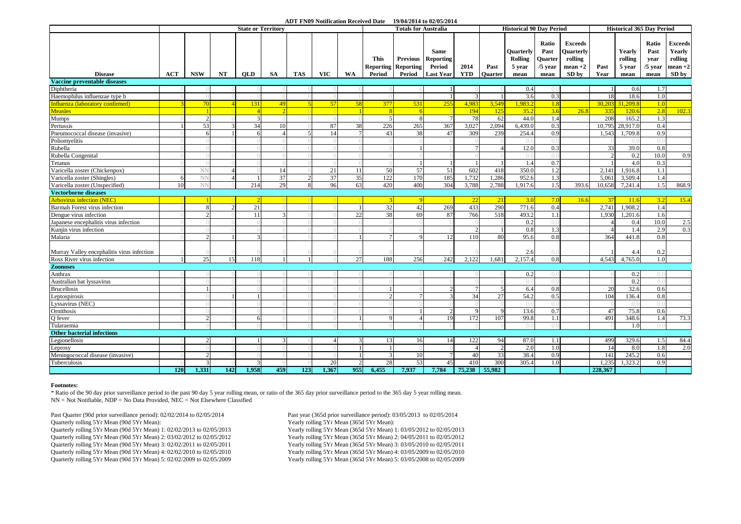**ADT FN09 Notification Received Date 19/04/2014 to 02/05/2014**

| Disease | State or Territory | | | | | | | | Totals for Australia | | | | | Historical 90 Day Period | | | Historical 365 Day Period | | | |
|---|---|---|---|---|---|---|---|---|---|---|---|---|---|---|---|---|---|---|---|---|
| | ACT | NSW | NT | QLD | SA | TAS | VIC | WA | This Reporting Period | Previous Reporting Period | Same Reporting Period Last Year | 2014 YTD | Past Quarter | Quarterly Rolling 5 year mean | Ratio Past Quarter /5 year mean | Exceeds Quarterly rolling mean +2 SD by | Past Year | Yearly rolling 5 year mean | Ratio Past year /5 year mean | Exceeds Yearly rolling mean +2 SD by |
| **Vaccine preventable diseases** | | | | | | | | | | | | | | | | | | | | |
| Diphtheria | 0 | 0 | 0 | 0 | 0 | 0 | 0 | 0 | 0 | 0 | 1 | 0 | 0 | 0.4 | 0.0 | - | 1 | 0.6 | 1.7 | - |
| Haemophilus influenzae type b | 0 | 0 | 0 | 0 | 0 | 0 | 0 | 0 | 0 | 0 | 1 | 3 | 1 | 3.6 | 0.3 | - | 18 | 18.6 | 1.0 | - |
| Influenza (laboratory confirmed) | 3 | 70 | 4 | 131 | 49 | 5 | 57 | 58 | 377 | 531 | 255 | 4,983 | 3,549 | 1,983.2 | 1.8 | - | 30,203 | 31,209.8 | 1.0 | - |
| Measles | 0 | 1 | 0 | 4 | 2 | 0 | 0 | 1 | 8 | 6 | 0 | 194 | 125 | 35.2 | 3.6 | 26.8 | 335 | 120.6 | 2.8 | 102.3 |
| Mumps | 0 | 2 | 0 | 3 | 0 | 0 | 0 | 0 | 5 | 8 | 7 | 78 | 62 | 44.0 | 1.4 | - | 208 | 165.2 | 1.3 | - |
| Pertussis | 1 | 53 | 3 | 34 | 10 | 0 | 87 | 38 | 226 | 265 | 367 | 3,027 | 2,094 | 6,439.0 | 0.3 | - | 10,795 | 28,917.0 | 0.4 | - |
| Pneumococcal disease (invasive) | 0 | 6 | 1 | 6 | 4 | 5 | 14 | 7 | 43 | 38 | 47 | 309 | 239 | 254.4 | 0.9 | - | 1,543 | 1,709.8 | 0.9 | - |
| Poliomyelitis | 0 | 0 | 0 | 0 | 0 | 0 | 0 | 0 | 0 | 0 | 0 | 0 | 0 | 0.0 | 0.0 | - | 0 | 0.0 | 0.0 | - |
| Rubella | 0 | 0 | 0 | 0 | 0 | 0 | 0 | 0 | 0 | 1 | 0 | 7 | 4 | 12.0 | 0.3 | - | 33 | 39.0 | 0.8 | - |
| Rubella Congenital | 0 | 0 | 0 | 0 | 0 | 0 | 0 | 0 | 0 | 0 | 0 | 0 | 0 | 0.0 | 0.0 | - | 2 | 0.2 | 10.0 | 0.9 |
| Tetanus | 0 | 0 | 0 | 0 | 0 | 0 | 0 | 0 | 0 | 1 | 1 | 1 | 1 | 1.4 | 0.7 | - | 1 | 4.0 | 0.3 | - |
| Varicella zoster (Chickenpox) | 0 | NN | 4 | 0 | 14 | 0 | 21 | 11 | 50 | 57 | 51 | 602 | 418 | 350.0 | 1.2 | - | 2,141 | 1,916.8 | 1.1 | - |
| Varicella zoster (Shingles) | 6 | NN | 4 | 1 | 37 | 2 | 37 | 35 | 122 | 170 | 185 | 1,732 | 1,286 | 952.6 | 1.3 | - | 5,061 | 3,509.4 | 1.4 | - |
| Varicella zoster (Unspecified) | 10 | NN | 0 | 214 | 29 | 8 | 96 | 63 | 420 | 400 | 304 | 3,788 | 2,788 | 1,917.6 | 1.5 | 393.6 | 10,658 | 7,241.4 | 1.5 | 868.9 |
| **Vectorborne diseases** | | | | | | | | | | | | | | | | | | | | |
| Arbovirus infection (NEC) | 0 | 1 | 0 | 2 | 0 | 0 | 0 | 0 | 3 | 9 | 0 | 22 | 21 | 3.0 | 7.0 | 16.6 | 37 | 11.6 | 3.2 | 15.4 |
| Barmah Forest virus infection | 0 | 8 | 2 | 21 | 0 | 0 | 0 | 1 | 32 | 42 | 269 | 433 | 290 | 771.6 | 0.4 | - | 2,741 | 1,908.2 | 1.4 | - |
| Dengue virus infection | 0 | 2 | 0 | 11 | 3 | 0 | 0 | 22 | 38 | 69 | 87 | 766 | 518 | 493.2 | 1.1 | - | 1,930 | 1,201.6 | 1.6 | - |
| Japanese encephalitis virus infection | 0 | 0 | 0 | 0 | 0 | 0 | 0 | 0 | 0 | 0 | 0 | 0 | 0 | 0.2 | 0.0 | - | 4 | 0.4 | 10.0 | 2.5 |
| Kunjin virus infection | 0 | 0 | 0 | 0 | 0 | 0 | 0 | 0 | 0 | 0 | 0 | 2 | 1 | 0.8 | 1.3 | - | 4 | 1.4 | 2.9 | 0.3 |
| Malaria | 0 | 2 | 1 | 3 | 0 | 0 | 0 | 1 | 7 | 9 | 12 | 110 | 80 | 95.6 | 0.8 | - | 364 | 441.8 | 0.8 | - |
| Murray Valley encephalitis virus infection | 0 | 0 | 0 | 0 | 0 | 0 | 0 | 0 | 0 | 0 | 0 | 0 | 0 | 2.6 | 0.0 | - | 1 | 4.4 | 0.2 | - |
| Ross River virus infection | 1 | 25 | 15 | 118 | 1 | 1 | 0 | 27 | 188 | 256 | 242 | 2,122 | 1,681 | 2,157.4 | 0.8 | - | 4,543 | 4,765.0 | 1.0 | - |
| **Zoonoses** | | | | | | | | | | | | | | | | | | | | |
| Anthrax | 0 | 0 | 0 | 0 | 0 | 0 | 0 | 0 | 0 | 0 | 0 | 0 | 0 | 0.2 | 0.0 | - | 0 | 0.2 | 0.0 | - |
| Australian bat lyssavirus | 0 | 0 | 0 | 0 | 0 | 0 | 0 | 0 | 0 | 0 | 0 | 0 | 0 | 0.0 | 0.0 | - | 0 | 0.2 | 0.0 | - |
| Brucellosis | 0 | 1 | 0 | 0 | 0 | 0 | 0 | 0 | 1 | 0 | 2 | 7 | 5 | 6.4 | 0.8 | - | 20 | 32.6 | 0.6 | - |
| Leptospirosis | 0 | 0 | 1 | 1 | 0 | 0 | 0 | 0 | 2 | 7 | 3 | 34 | 27 | 54.2 | 0.5 | - | 104 | 136.4 | 0.8 | - |
| Lyssavirus (NEC) | 0 | 0 | 0 | 0 | 0 | 0 | 0 | 0 | 0 | 0 | 0 | 0 | 0 | 0.0 | 0.0 | - | 0 | 0.0 | 0.0 | - |
| Ornithosis | 0 | 0 | 0 | 0 | 0 | 0 | 0 | 0 | 0 | 1 | 2 | 9 | 9 | 13.6 | 0.7 | - | 47 | 75.8 | 0.6 | - |
| Q fever | 0 | 2 | 0 | 6 | 0 | 0 | 0 | 1 | 9 | 4 | 19 | 172 | 107 | 99.8 | 1.1 | - | 491 | 348.6 | 1.4 | 73.3 |
| Tularaemia | 0 | 0 | 0 | 0 | 0 | 0 | 0 | 0 | 0 | 0 | 0 | 0 | 0 | 0.0 | 0.0 | - | 0 | 1.0 | 0.0 | - |
| **Other bacterial infections** | | | | | | | | | | | | | | | | | | | | |
| Legionellosis | 0 | 2 | 0 | 1 | 3 | 0 | 4 | 3 | 13 | 16 | 14 | 122 | 94 | 87.0 | 1.1 | - | 499 | 329.6 | 1.5 | 84.4 |
| Leprosy | 0 | 0 | 0 | 0 | 0 | 0 | 0 | 1 | 1 | 0 | 0 | 4 | 2 | 2.0 | 1.0 | - | 14 | 8.0 | 1.8 | 2.0 |
| Meningococcal disease (invasive) | 0 | 2 | 0 | 0 | 0 | 0 | 0 | 1 | 3 | 10 | 7 | 40 | 33 | 38.4 | 0.9 | - | 141 | 245.2 | 0.6 | - |
| Tuberculosis | 0 | 3 | 0 | 3 | 0 | 0 | 20 | 2 | 28 | 53 | 45 | 410 | 300 | 305.4 | 1.0 | - | 1,235 | 1,323.2 | 0.9 | - |
| | 120 | 1,331 | 142 | 1,958 | 459 | 123 | 1,367 | 955 | 6,455 | 7,937 | 7,784 | 75,238 | 55,982 | | | | 228,367 | | | |

**Footnotes:**

\* Ratio of the 90 day prior surveillance period to the past 90 day 5 year rolling mean, or ratio of the 365 day prior surveillance period to the 365 day 5 year rolling mean.
NN = Not Notifiable, NDP = No Data Provided, NEC = Not Elsewhere Classified

Past Quarter (90d prior surveillance period): 02/02/2014 to 02/05/2014
Quarterly rolling 5Yr Mean (90d 5Yr Mean):
Quarterly rolling 5Yr Mean (90d 5Yr Mean) 1: 02/02/2013 to 02/05/2013
Quarterly rolling 5Yr Mean (90d 5Yr Mean) 2: 03/02/2012 to 02/05/2012
Quarterly rolling 5Yr Mean (90d 5Yr Mean) 3: 02/02/2011 to 02/05/2011
Quarterly rolling 5Yr Mean (90d 5Yr Mean) 4: 02/02/2010 to 02/05/2010
Quarterly rolling 5Yr Mean (90d 5Yr Mean) 5: 02/02/2009 to 02/05/2009

Past year (365d prior surveillance period): 03/05/2013 to 02/05/2014
Yearly rolling 5Yr Mean (365d 5Yr Mean):
Yearly rolling 5Yr Mean (365d 5Yr Mean) 1: 03/05/2012 to 02/05/2013
Yearly rolling 5Yr Mean (365d 5Yr Mean) 2: 04/05/2011 to 02/05/2012
Yearly rolling 5Yr Mean (365d 5Yr Mean) 3: 03/05/2010 to 02/05/2011
Yearly rolling 5Yr Mean (365d 5Yr Mean) 4: 03/05/2009 to 02/05/2010
Yearly rolling 5Yr Mean (365d 5Yr Mean) 5: 03/05/2008 to 02/05/2009